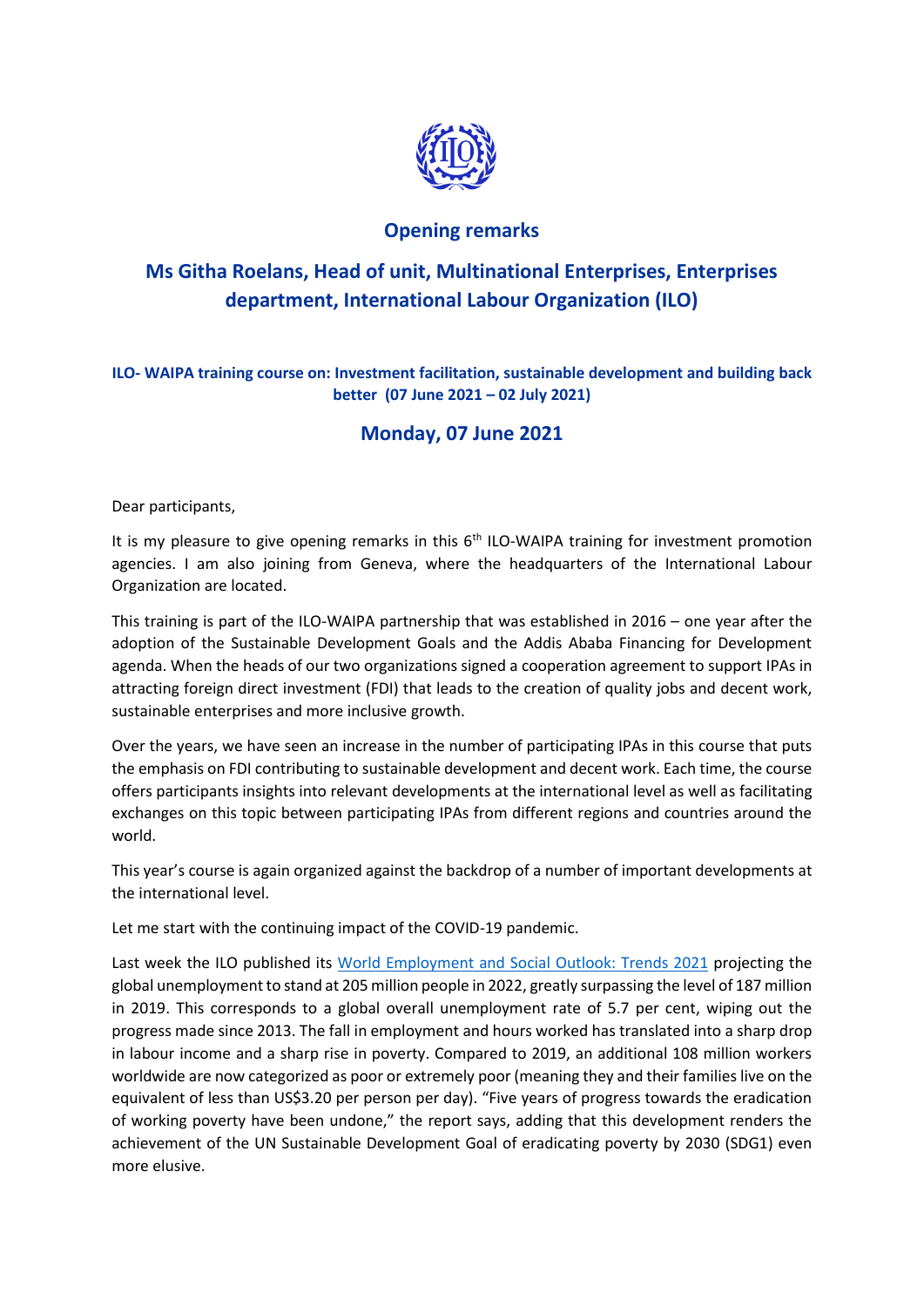## Opening remarks

# Ms Githa Roelans, Head of unit, Multinational Enterprises, Enterprises department, International Labour Organization (ILO)

### ILO- WAIPA training course on: Investment facilitation, sustainable development and building back better (07 June 2021 – 02 July 2021)

## Monday, 07 June 2021

Dear participants,

It is my pleasure to give opening remarks in this 6th ILO-WAIPA training for investment promotion agencies. I am also joining from Geneva, where the headquarters of the International Labour Organization are located.

This training is part of the ILO-WAIPA partnership that was established in 2016 – one year after the adoption of the Sustainable Development Goals and the Addis Ababa Financing for Development agenda. When the heads of our two organizations signed a cooperation agreement to support IPAs in attracting foreign direct investment (FDI) that leads to the creation of quality jobs and decent work, sustainable enterprises and more inclusive growth.

Over the years, we have seen an increase in the number of participating IPAs in this course that puts the emphasis on FDI contributing to sustainable development and decent work. Each time, the course offers participants insights into relevant developments at the international level as well as facilitating exchanges on this topic between participating IPAs from different regions and countries around the world.

This year's course is again organized against the backdrop of a number of important developments at the international level.

Let me start with the continuing impact of the COVID-19 pandemic.

Last week the ILO published its World Employment and Social Outlook: Trends 2021 projecting the global unemployment to stand at 205 million people in 2022, greatly surpassing the level of 187 million in 2019. This corresponds to a global overall unemployment rate of 5.7 per cent, wiping out the progress made since 2013. The fall in employment and hours worked has translated into a sharp drop in labour income and a sharp rise in poverty. Compared to 2019, an additional 108 million workers worldwide are now categorized as poor or extremely poor (meaning they and their families live on the equivalent of less than US$3.20 per person per day). "Five years of progress towards the eradication of working poverty have been undone," the report says, adding that this development renders the achievement of the UN Sustainable Development Goal of eradicating poverty by 2030 (SDG1) even more elusive.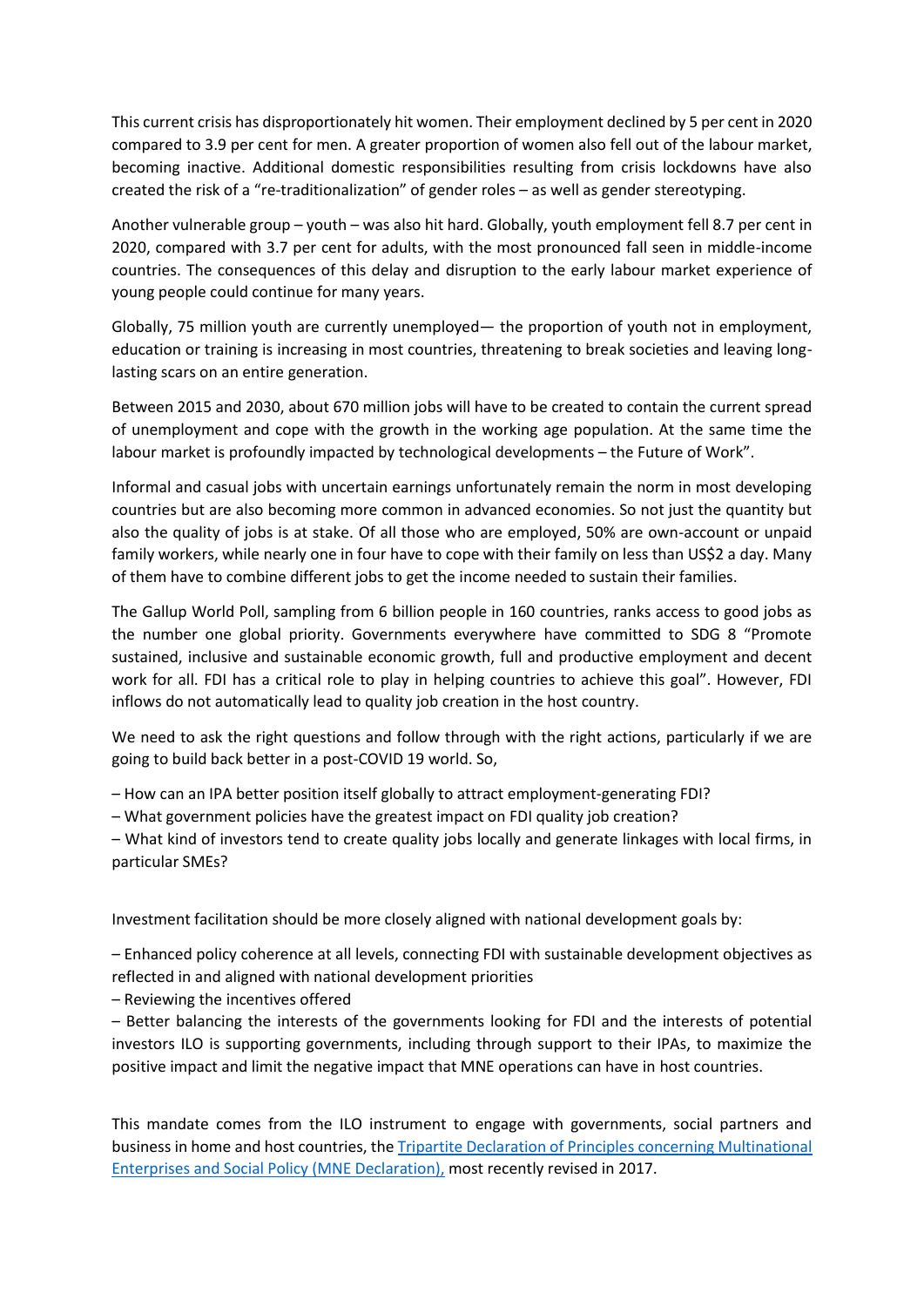This current crisis has disproportionately hit women. Their employment declined by 5 per cent in 2020 compared to 3.9 per cent for men. A greater proportion of women also fell out of the labour market, becoming inactive. Additional domestic responsibilities resulting from crisis lockdowns have also created the risk of a "re-traditionalization" of gender roles – as well as gender stereotyping.

Another vulnerable group – youth – was also hit hard. Globally, youth employment fell 8.7 per cent in 2020, compared with 3.7 per cent for adults, with the most pronounced fall seen in middle-income countries. The consequences of this delay and disruption to the early labour market experience of young people could continue for many years.

Globally, 75 million youth are currently unemployed— the proportion of youth not in employment, education or training is increasing in most countries, threatening to break societies and leaving long-lasting scars on an entire generation.

Between 2015 and 2030, about 670 million jobs will have to be created to contain the current spread of unemployment and cope with the growth in the working age population. At the same time the labour market is profoundly impacted by technological developments – the Future of Work".

Informal and casual jobs with uncertain earnings unfortunately remain the norm in most developing countries but are also becoming more common in advanced economies. So not just the quantity but also the quality of jobs is at stake. Of all those who are employed, 50% are own-account or unpaid family workers, while nearly one in four have to cope with their family on less than US$2 a day. Many of them have to combine different jobs to get the income needed to sustain their families.

The Gallup World Poll, sampling from 6 billion people in 160 countries, ranks access to good jobs as the number one global priority. Governments everywhere have committed to SDG 8 "Promote sustained, inclusive and sustainable economic growth, full and productive employment and decent work for all. FDI has a critical role to play in helping countries to achieve this goal". However, FDI inflows do not automatically lead to quality job creation in the host country.

We need to ask the right questions and follow through with the right actions, particularly if we are going to build back better in a post-COVID 19 world. So,

– How can an IPA better position itself globally to attract employment-generating FDI?
– What government policies have the greatest impact on FDI quality job creation?
– What kind of investors tend to create quality jobs locally and generate linkages with local firms, in particular SMEs?

Investment facilitation should be more closely aligned with national development goals by:

– Enhanced policy coherence at all levels, connecting FDI with sustainable development objectives as reflected in and aligned with national development priorities
– Reviewing the incentives offered
– Better balancing the interests of the governments looking for FDI and the interests of potential investors ILO is supporting governments, including through support to their IPAs, to maximize the positive impact and limit the negative impact that MNE operations can have in host countries.

This mandate comes from the ILO instrument to engage with governments, social partners and business in home and host countries, the [Tripartite Declaration of Principles concerning Multinational Enterprises and Social Policy (MNE Declaration),]() most recently revised in 2017.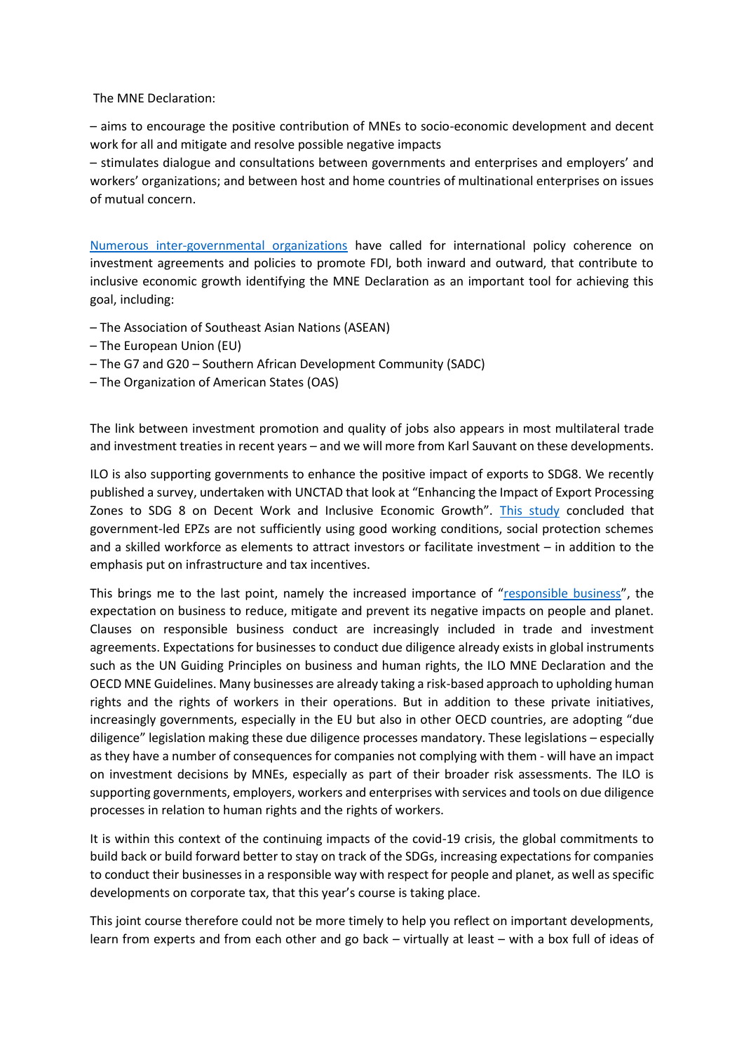The MNE Declaration:

– aims to encourage the positive contribution of MNEs to socio-economic development and decent work for all and mitigate and resolve possible negative impacts

– stimulates dialogue and consultations between governments and enterprises and employers' and workers' organizations; and between host and home countries of multinational enterprises on issues of mutual concern.

Numerous inter-governmental organizations have called for international policy coherence on investment agreements and policies to promote FDI, both inward and outward, that contribute to inclusive economic growth identifying the MNE Declaration as an important tool for achieving this goal, including:

– The Association of Southeast Asian Nations (ASEAN)
– The European Union (EU)
– The G7 and G20 – Southern African Development Community (SADC)
– The Organization of American States (OAS)

The link between investment promotion and quality of jobs also appears in most multilateral trade and investment treaties in recent years – and we will more from Karl Sauvant on these developments.

ILO is also supporting governments to enhance the positive impact of exports to SDG8. We recently published a survey, undertaken with UNCTAD that look at "Enhancing the Impact of Export Processing Zones to SDG 8 on Decent Work and Inclusive Economic Growth". This study concluded that government-led EPZs are not sufficiently using good working conditions, social protection schemes and a skilled workforce as elements to attract investors or facilitate investment – in addition to the emphasis put on infrastructure and tax incentives.

This brings me to the last point, namely the increased importance of "responsible business", the expectation on business to reduce, mitigate and prevent its negative impacts on people and planet. Clauses on responsible business conduct are increasingly included in trade and investment agreements. Expectations for businesses to conduct due diligence already exists in global instruments such as the UN Guiding Principles on business and human rights, the ILO MNE Declaration and the OECD MNE Guidelines. Many businesses are already taking a risk-based approach to upholding human rights and the rights of workers in their operations. But in addition to these private initiatives, increasingly governments, especially in the EU but also in other OECD countries, are adopting "due diligence" legislation making these due diligence processes mandatory. These legislations – especially as they have a number of consequences for companies not complying with them - will have an impact on investment decisions by MNEs, especially as part of their broader risk assessments. The ILO is supporting governments, employers, workers and enterprises with services and tools on due diligence processes in relation to human rights and the rights of workers.

It is within this context of the continuing impacts of the covid-19 crisis, the global commitments to build back or build forward better to stay on track of the SDGs, increasing expectations for companies to conduct their businesses in a responsible way with respect for people and planet, as well as specific developments on corporate tax, that this year's course is taking place.

This joint course therefore could not be more timely to help you reflect on important developments, learn from experts and from each other and go back – virtually at least – with a box full of ideas of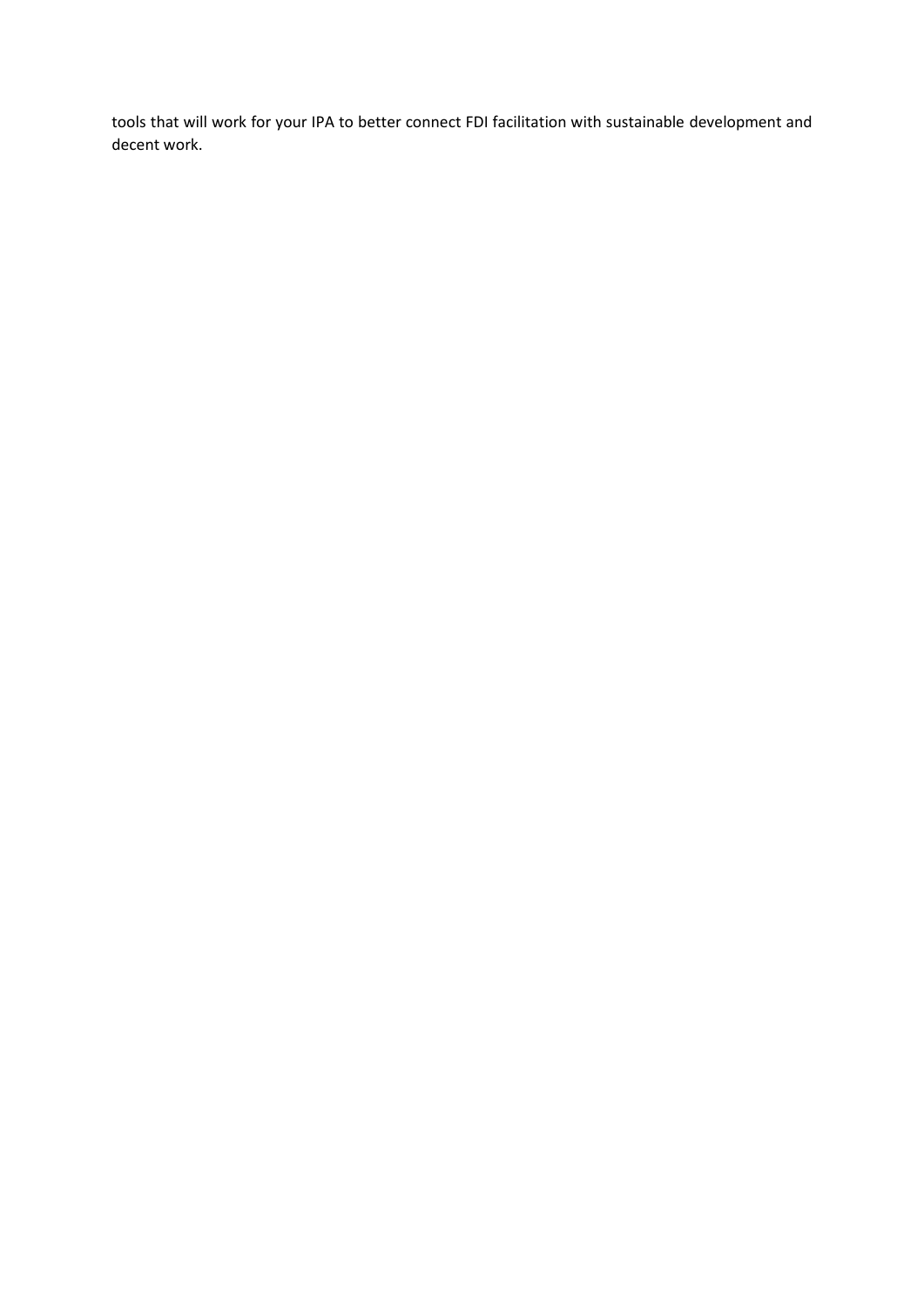tools that will work for your IPA to better connect FDI facilitation with sustainable development and decent work.